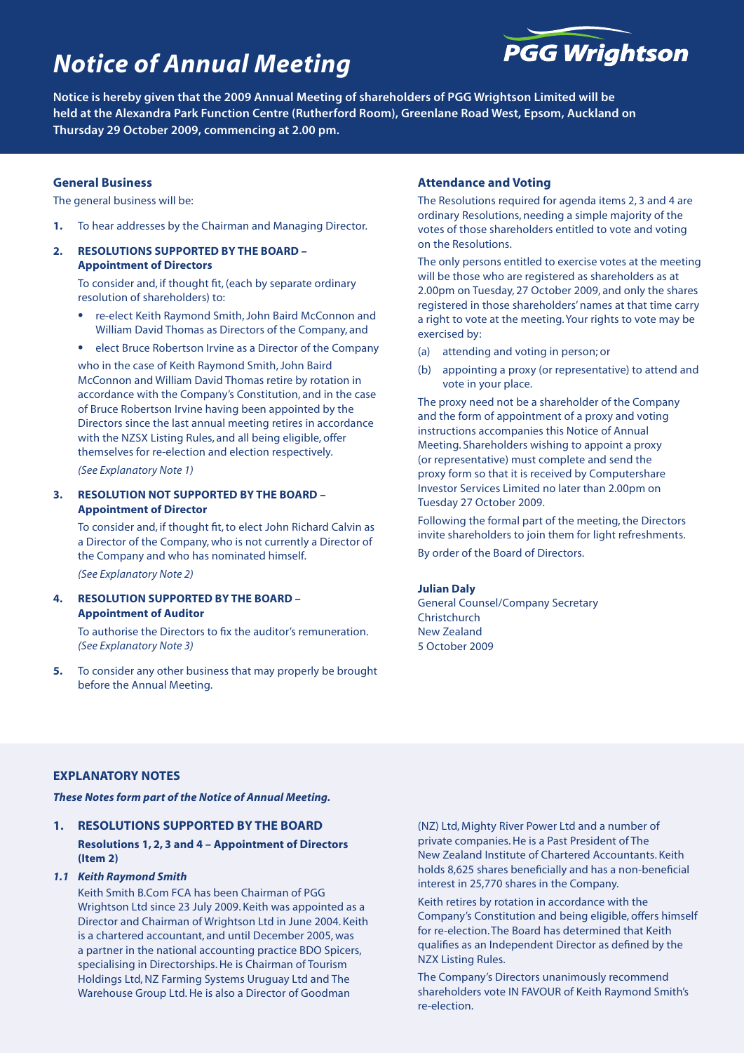# Notice of Annual Meeting

PGG Wrightson

**Notice is hereby given that the 2009 Annual Meeting of shareholders of PGG Wrightson Limited will be held at the Alexandra Park Function Centre (Rutherford Room), Greenlane Road West, Epsom, Auckland on Thursday 29 October 2009, commencing at 2.00 pm.**

## General Business

The general business will be:

**1.** To hear addresses by the Chairman and Managing Director.

**2. RESOLUTIONS SUPPORTED BY THE BOARD – Appointment of Directors**

To consider and, if thought fit, (each by separate ordinary resolution of shareholders) to:

- re-elect Keith Raymond Smith, John Baird McConnon and William David Thomas as Directors of the Company, and
- elect Bruce Robertson Irvine as a Director of the Company

who in the case of Keith Raymond Smith, John Baird McConnon and William David Thomas retire by rotation in accordance with the Company's Constitution, and in the case of Bruce Robertson Irvine having been appointed by the Directors since the last annual meeting retires in accordance with the NZSX Listing Rules, and all being eligible, offer themselves for re-election and election respectively.

*(See Explanatory Note 1)*

**3. RESOLUTION NOT SUPPORTED BY THE BOARD – Appointment of Director**

To consider and, if thought fit, to elect John Richard Calvin as a Director of the Company, who is not currently a Director of the Company and who has nominated himself.

*(See Explanatory Note 2)*

**4. RESOLUTION SUPPORTED BY THE BOARD – Appointment of Auditor**

To authorise the Directors to fix the auditor's remuneration. *(See Explanatory Note 3)*

**5.** To consider any other business that may properly be brought before the Annual Meeting.

## Attendance and Voting

The Resolutions required for agenda items 2, 3 and 4 are ordinary Resolutions, needing a simple majority of the votes of those shareholders entitled to vote and voting on the Resolutions.

The only persons entitled to exercise votes at the meeting will be those who are registered as shareholders as at 2.00pm on Tuesday, 27 October 2009, and only the shares registered in those shareholders' names at that time carry a right to vote at the meeting. Your rights to vote may be exercised by:

(a) attending and voting in person; or

(b) appointing a proxy (or representative) to attend and vote in your place.

The proxy need not be a shareholder of the Company and the form of appointment of a proxy and voting instructions accompanies this Notice of Annual Meeting. Shareholders wishing to appoint a proxy (or representative) must complete and send the proxy form so that it is received by Computershare Investor Services Limited no later than 2.00pm on Tuesday 27 October 2009.

Following the formal part of the meeting, the Directors invite shareholders to join them for light refreshments.

By order of the Board of Directors.

**Julian Daly**
General Counsel/Company Secretary
Christchurch
New Zealand
5 October 2009

## EXPLANATORY NOTES

***These Notes form part of the Notice of Annual Meeting.***

### 1. RESOLUTIONS SUPPORTED BY THE BOARD

**Resolutions 1, 2, 3 and 4 – Appointment of Directors (Item 2)**

#### *1.1 Keith Raymond Smith*

Keith Smith B.Com FCA has been Chairman of PGG Wrightson Ltd since 23 July 2009. Keith was appointed as a Director and Chairman of Wrightson Ltd in June 2004. Keith is a chartered accountant, and until December 2005, was a partner in the national accounting practice BDO Spicers, specialising in Directorships. He is Chairman of Tourism Holdings Ltd, NZ Farming Systems Uruguay Ltd and The Warehouse Group Ltd. He is also a Director of Goodman (NZ) Ltd, Mighty River Power Ltd and a number of private companies. He is a Past President of The New Zealand Institute of Chartered Accountants. Keith holds 8,625 shares beneficially and has a non-beneficial interest in 25,770 shares in the Company.

Keith retires by rotation in accordance with the Company's Constitution and being eligible, offers himself for re-election. The Board has determined that Keith qualifies as an Independent Director as defined by the NZX Listing Rules.

The Company's Directors unanimously recommend shareholders vote IN FAVOUR of Keith Raymond Smith's re-election.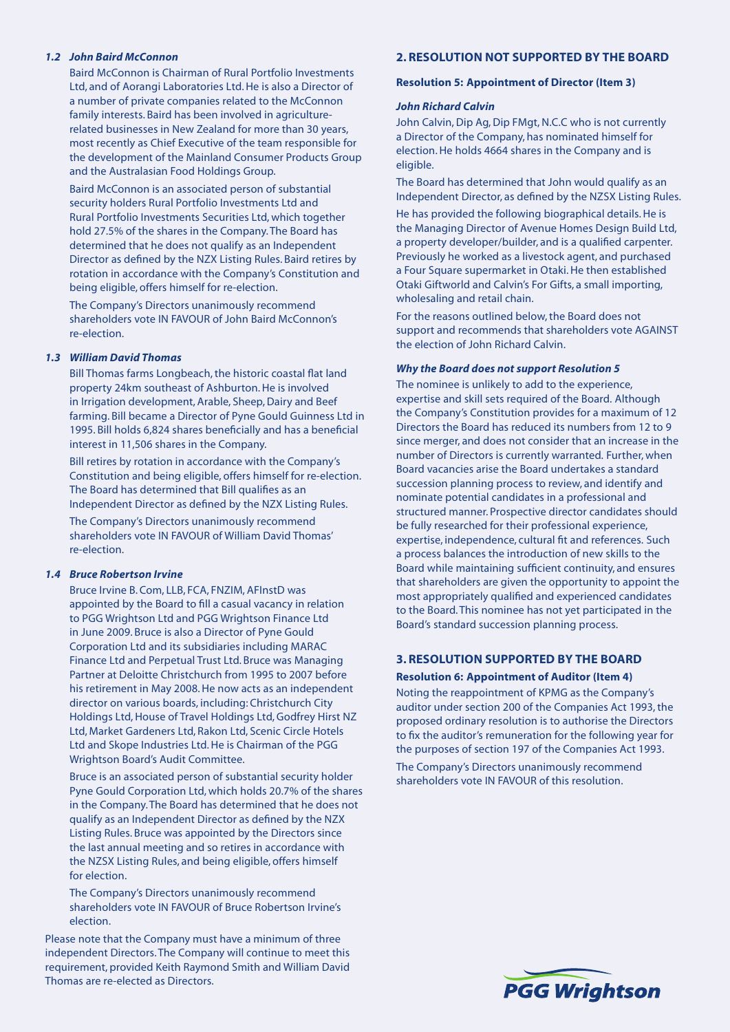### 1.2 *John Baird McConnon*

Baird McConnon is Chairman of Rural Portfolio Investments Ltd, and of Aorangi Laboratories Ltd. He is also a Director of a number of private companies related to the McConnon family interests. Baird has been involved in agriculture-related businesses in New Zealand for more than 30 years, most recently as Chief Executive of the team responsible for the development of the Mainland Consumer Products Group and the Australasian Food Holdings Group.

Baird McConnon is an associated person of substantial security holders Rural Portfolio Investments Ltd and Rural Portfolio Investments Securities Ltd, which together hold 27.5% of the shares in the Company. The Board has determined that he does not qualify as an Independent Director as defined by the NZX Listing Rules. Baird retires by rotation in accordance with the Company's Constitution and being eligible, offers himself for re-election.

The Company's Directors unanimously recommend shareholders vote IN FAVOUR of John Baird McConnon's re-election.

### 1.3 *William David Thomas*

Bill Thomas farms Longbeach, the historic coastal flat land property 24km southeast of Ashburton. He is involved in Irrigation development, Arable, Sheep, Dairy and Beef farming. Bill became a Director of Pyne Gould Guinness Ltd in 1995. Bill holds 6,824 shares beneficially and has a beneficial interest in 11,506 shares in the Company.

Bill retires by rotation in accordance with the Company's Constitution and being eligible, offers himself for re-election. The Board has determined that Bill qualifies as an Independent Director as defined by the NZX Listing Rules.

The Company's Directors unanimously recommend shareholders vote IN FAVOUR of William David Thomas' re-election.

### 1.4 *Bruce Robertson Irvine*

Bruce Irvine B. Com, LLB, FCA, FNZIM, AFInstD was appointed by the Board to fill a casual vacancy in relation to PGG Wrightson Ltd and PGG Wrightson Finance Ltd in June 2009. Bruce is also a Director of Pyne Gould Corporation Ltd and its subsidiaries including MARAC Finance Ltd and Perpetual Trust Ltd. Bruce was Managing Partner at Deloitte Christchurch from 1995 to 2007 before his retirement in May 2008. He now acts as an independent director on various boards, including: Christchurch City Holdings Ltd, House of Travel Holdings Ltd, Godfrey Hirst NZ Ltd, Market Gardeners Ltd, Rakon Ltd, Scenic Circle Hotels Ltd and Skope Industries Ltd. He is Chairman of the PGG Wrightson Board's Audit Committee.

Bruce is an associated person of substantial security holder Pyne Gould Corporation Ltd, which holds 20.7% of the shares in the Company. The Board has determined that he does not qualify as an Independent Director as defined by the NZX Listing Rules. Bruce was appointed by the Directors since the last annual meeting and so retires in accordance with the NZSX Listing Rules, and being eligible, offers himself for election.

The Company's Directors unanimously recommend shareholders vote IN FAVOUR of Bruce Robertson Irvine's election.

Please note that the Company must have a minimum of three independent Directors. The Company will continue to meet this requirement, provided Keith Raymond Smith and William David Thomas are re-elected as Directors.

## 2. RESOLUTION NOT SUPPORTED BY THE BOARD

**Resolution 5: Appointment of Director (Item 3)**

***John Richard Calvin***

John Calvin, Dip Ag, Dip FMgt, N.C.C who is not currently a Director of the Company, has nominated himself for election. He holds 4664 shares in the Company and is eligible.

The Board has determined that John would qualify as an Independent Director, as defined by the NZSX Listing Rules.

He has provided the following biographical details. He is the Managing Director of Avenue Homes Design Build Ltd, a property developer/builder, and is a qualified carpenter. Previously he worked as a livestock agent, and purchased a Four Square supermarket in Otaki. He then established Otaki Giftworld and Calvin's For Gifts, a small importing, wholesaling and retail chain.

For the reasons outlined below, the Board does not support and recommends that shareholders vote AGAINST the election of John Richard Calvin.

***Why the Board does not support Resolution 5***

The nominee is unlikely to add to the experience, expertise and skill sets required of the Board. Although the Company's Constitution provides for a maximum of 12 Directors the Board has reduced its numbers from 12 to 9 since merger, and does not consider that an increase in the number of Directors is currently warranted. Further, when Board vacancies arise the Board undertakes a standard succession planning process to review, and identify and nominate potential candidates in a professional and structured manner. Prospective director candidates should be fully researched for their professional experience, expertise, independence, cultural fit and references. Such a process balances the introduction of new skills to the Board while maintaining sufficient continuity, and ensures that shareholders are given the opportunity to appoint the most appropriately qualified and experienced candidates to the Board. This nominee has not yet participated in the Board's standard succession planning process.

## 3. RESOLUTION SUPPORTED BY THE BOARD

**Resolution 6: Appointment of Auditor (Item 4)**

Noting the reappointment of KPMG as the Company's auditor under section 200 of the Companies Act 1993, the proposed ordinary resolution is to authorise the Directors to fix the auditor's remuneration for the following year for the purposes of section 197 of the Companies Act 1993.

The Company's Directors unanimously recommend shareholders vote IN FAVOUR of this resolution.

PGG Wrightson